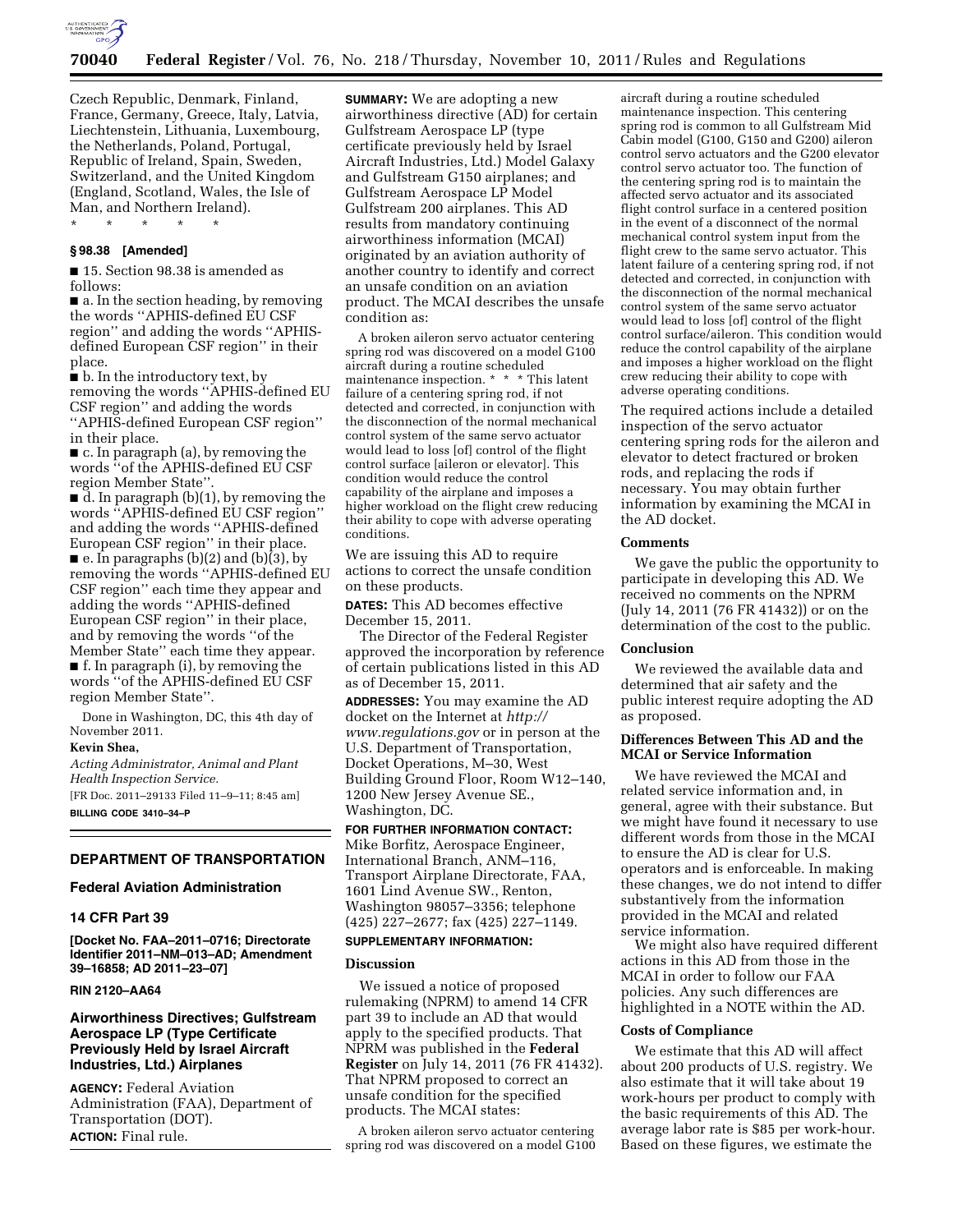Czech Republic, Denmark, Finland, France, Germany, Greece, Italy, Latvia, Liechtenstein, Lithuania, Luxembourg, the Netherlands, Poland, Portugal, Republic of Ireland, Spain, Sweden, Switzerland, and the United Kingdom (England, Scotland, Wales, the Isle of Man, and Northern Ireland).

\* \* \* \* \*

### § 98.38 [Amended]

■ 15. Section 98.38 is amended as follows:

■ a. In the section heading, by removing the words ''APHIS-defined EU CSF region'' and adding the words ''APHIS-defined European CSF region'' in their place.

■ b. In the introductory text, by removing the words ''APHIS-defined EU CSF region'' and adding the words ''APHIS-defined European CSF region'' in their place.

■ c. In paragraph (a), by removing the words ''of the APHIS-defined EU CSF region Member State''.

■ d. In paragraph (b)(1), by removing the words ''APHIS-defined EU CSF region'' and adding the words ''APHIS-defined European CSF region'' in their place.

■ e. In paragraphs (b)(2) and (b)(3), by removing the words ''APHIS-defined EU CSF region'' each time they appear and adding the words ''APHIS-defined European CSF region'' in their place, and by removing the words ''of the Member State'' each time they appear.

■ f. In paragraph (i), by removing the words ''of the APHIS-defined EU CSF region Member State''.

Done in Washington, DC, this 4th day of November 2011.

**Kevin Shea,**

*Acting Administrator, Animal and Plant Health Inspection Service.*

[FR Doc. 2011–29133 Filed 11–9–11; 8:45 am]

**BILLING CODE 3410–34–P**

## DEPARTMENT OF TRANSPORTATION

### Federal Aviation Administration

### 14 CFR Part 39

**[Docket No. FAA–2011–0716; Directorate Identifier 2011–NM–013–AD; Amendment 39–16858; AD 2011–23–07]**

**RIN 2120–AA64**

### Airworthiness Directives; Gulfstream Aerospace LP (Type Certificate Previously Held by Israel Aircraft Industries, Ltd.) Airplanes

**AGENCY:** Federal Aviation Administration (FAA), Department of Transportation (DOT).

**ACTION:** Final rule.

**SUMMARY:** We are adopting a new airworthiness directive (AD) for certain Gulfstream Aerospace LP (type certificate previously held by Israel Aircraft Industries, Ltd.) Model Galaxy and Gulfstream G150 airplanes; and Gulfstream Aerospace LP Model Gulfstream 200 airplanes. This AD results from mandatory continuing airworthiness information (MCAI) originated by an aviation authority of another country to identify and correct an unsafe condition on an aviation product. The MCAI describes the unsafe condition as:

> A broken aileron servo actuator centering spring rod was discovered on a model G100 aircraft during a routine scheduled maintenance inspection. \* \* \* This latent failure of a centering spring rod, if not detected and corrected, in conjunction with the disconnection of the normal mechanical control system of the same servo actuator would lead to loss [of] control of the flight control surface [aileron or elevator]. This condition would reduce the control capability of the airplane and imposes a higher workload on the flight crew reducing their ability to cope with adverse operating conditions.

We are issuing this AD to require actions to correct the unsafe condition on these products.

**DATES:** This AD becomes effective December 15, 2011.

The Director of the Federal Register approved the incorporation by reference of certain publications listed in this AD as of December 15, 2011.

**ADDRESSES:** You may examine the AD docket on the Internet at *http://www.regulations.gov* or in person at the U.S. Department of Transportation, Docket Operations, M–30, West Building Ground Floor, Room W12–140, 1200 New Jersey Avenue SE., Washington, DC.

**FOR FURTHER INFORMATION CONTACT:** Mike Borfitz, Aerospace Engineer, International Branch, ANM–116, Transport Airplane Directorate, FAA, 1601 Lind Avenue SW., Renton, Washington 98057–3356; telephone (425) 227–2677; fax (425) 227–1149.

**SUPPLEMENTARY INFORMATION:**

#### Discussion

We issued a notice of proposed rulemaking (NPRM) to amend 14 CFR part 39 to include an AD that would apply to the specified products. That NPRM was published in the **Federal Register** on July 14, 2011 (76 FR 41432). That NPRM proposed to correct an unsafe condition for the specified products. The MCAI states:

> A broken aileron servo actuator centering spring rod was discovered on a model G100 aircraft during a routine scheduled maintenance inspection. This centering spring rod is common to all Gulfstream Mid Cabin model (G100, G150 and G200) aileron control servo actuators and the G200 elevator control servo actuator too. The function of the centering spring rod is to maintain the affected servo actuator and its associated flight control surface in a centered position in the event of a disconnect of the normal mechanical control system input from the flight crew to the same servo actuator. This latent failure of a centering spring rod, if not detected and corrected, in conjunction with the disconnection of the normal mechanical control system of the same servo actuator would lead to loss [of] control of the flight control surface/aileron. This condition would reduce the control capability of the airplane and imposes a higher workload on the flight crew reducing their ability to cope with adverse operating conditions.

The required actions include a detailed inspection of the servo actuator centering spring rods for the aileron and elevator to detect fractured or broken rods, and replacing the rods if necessary. You may obtain further information by examining the MCAI in the AD docket.

#### Comments

We gave the public the opportunity to participate in developing this AD. We received no comments on the NPRM (July 14, 2011 (76 FR 41432)) or on the determination of the cost to the public.

#### Conclusion

We reviewed the available data and determined that air safety and the public interest require adopting the AD as proposed.

#### Differences Between This AD and the MCAI or Service Information

We have reviewed the MCAI and related service information and, in general, agree with their substance. But we might have found it necessary to use different words from those in the MCAI to ensure the AD is clear for U.S. operators and is enforceable. In making these changes, we do not intend to differ substantively from the information provided in the MCAI and related service information.

We might also have required different actions in this AD from those in the MCAI in order to follow our FAA policies. Any such differences are highlighted in a NOTE within the AD.

#### Costs of Compliance

We estimate that this AD will affect about 200 products of U.S. registry. We also estimate that it will take about 19 work-hours per product to comply with the basic requirements of this AD. The average labor rate is $85 per work-hour. Based on these figures, we estimate the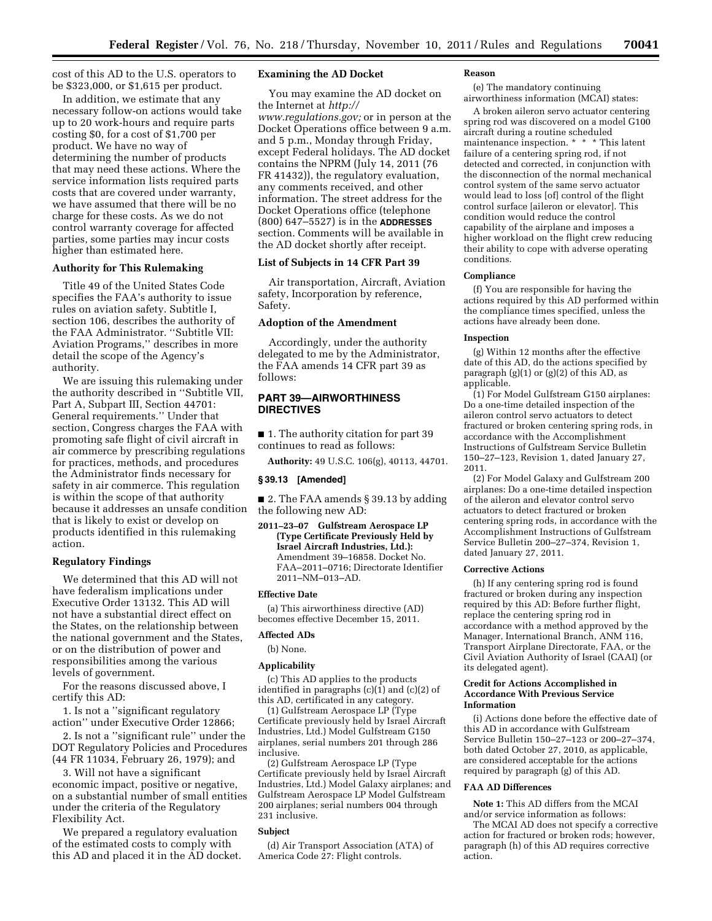cost of this AD to the U.S. operators to be $323,000, or $1,615 per product.

In addition, we estimate that any necessary follow-on actions would take up to 20 work-hours and require parts costing $0, for a cost of $1,700 per product. We have no way of determining the number of products that may need these actions. Where the service information lists required parts costs that are covered under warranty, we have assumed that there will be no charge for these costs. As we do not control warranty coverage for affected parties, some parties may incur costs higher than estimated here.

### Authority for This Rulemaking

Title 49 of the United States Code specifies the FAA's authority to issue rules on aviation safety. Subtitle I, section 106, describes the authority of the FAA Administrator. ''Subtitle VII: Aviation Programs,'' describes in more detail the scope of the Agency's authority.

We are issuing this rulemaking under the authority described in ''Subtitle VII, Part A, Subpart III, Section 44701: General requirements.'' Under that section, Congress charges the FAA with promoting safe flight of civil aircraft in air commerce by prescribing regulations for practices, methods, and procedures the Administrator finds necessary for safety in air commerce. This regulation is within the scope of that authority because it addresses an unsafe condition that is likely to exist or develop on products identified in this rulemaking action.

### Regulatory Findings

We determined that this AD will not have federalism implications under Executive Order 13132. This AD will not have a substantial direct effect on the States, on the relationship between the national government and the States, or on the distribution of power and responsibilities among the various levels of government.

For the reasons discussed above, I certify this AD:

1. Is not a ''significant regulatory action'' under Executive Order 12866;

2. Is not a ''significant rule'' under the DOT Regulatory Policies and Procedures (44 FR 11034, February 26, 1979); and

3. Will not have a significant economic impact, positive or negative, on a substantial number of small entities under the criteria of the Regulatory Flexibility Act.

We prepared a regulatory evaluation of the estimated costs to comply with this AD and placed it in the AD docket.

### Examining the AD Docket

You may examine the AD docket on the Internet at *http://www.regulations.gov;* or in person at the Docket Operations office between 9 a.m. and 5 p.m., Monday through Friday, except Federal holidays. The AD docket contains the NPRM (July 14, 2011 (76 FR 41432)), the regulatory evaluation, any comments received, and other information. The street address for the Docket Operations office (telephone (800) 647–5527) is in the **ADDRESSES** section. Comments will be available in the AD docket shortly after receipt.

### List of Subjects in 14 CFR Part 39

Air transportation, Aircraft, Aviation safety, Incorporation by reference, Safety.

### Adoption of the Amendment

Accordingly, under the authority delegated to me by the Administrator, the FAA amends 14 CFR part 39 as follows:

## PART 39—AIRWORTHINESS DIRECTIVES

■ 1. The authority citation for part 39 continues to read as follows:

**Authority:** 49 U.S.C. 106(g), 40113, 44701.

### § 39.13 [Amended]

■ 2. The FAA amends § 39.13 by adding the following new AD:

**2011–23–07 Gulfstream Aerospace LP (Type Certificate Previously Held by Israel Aircraft Industries, Ltd.):** Amendment 39–16858. Docket No. FAA–2011–0716; Directorate Identifier 2011–NM–013–AD.

#### Effective Date

(a) This airworthiness directive (AD) becomes effective December 15, 2011.

#### Affected ADs

(b) None.

#### Applicability

(c) This AD applies to the products identified in paragraphs (c)(1) and (c)(2) of this AD, certificated in any category.

(1) Gulfstream Aerospace LP (Type Certificate previously held by Israel Aircraft Industries, Ltd.) Model Gulfstream G150 airplanes, serial numbers 201 through 286 inclusive.

(2) Gulfstream Aerospace LP (Type Certificate previously held by Israel Aircraft Industries, Ltd.) Model Galaxy airplanes; and Gulfstream Aerospace LP Model Gulfstream 200 airplanes; serial numbers 004 through 231 inclusive.

#### Subject

(d) Air Transport Association (ATA) of America Code 27: Flight controls.

#### Reason

(e) The mandatory continuing airworthiness information (MCAI) states:

A broken aileron servo actuator centering spring rod was discovered on a model G100 aircraft during a routine scheduled maintenance inspection. * * * This latent failure of a centering spring rod, if not detected and corrected, in conjunction with the disconnection of the normal mechanical control system of the same servo actuator would lead to loss [of] control of the flight control surface [aileron or elevator]. This condition would reduce the control capability of the airplane and imposes a higher workload on the flight crew reducing their ability to cope with adverse operating conditions.

#### Compliance

(f) You are responsible for having the actions required by this AD performed within the compliance times specified, unless the actions have already been done.

#### Inspection

(g) Within 12 months after the effective date of this AD, do the actions specified by paragraph (g)(1) or (g)(2) of this AD, as applicable.

(1) For Model Gulfstream G150 airplanes: Do a one-time detailed inspection of the aileron control servo actuators to detect fractured or broken centering spring rods, in accordance with the Accomplishment Instructions of Gulfstream Service Bulletin 150–27–123, Revision 1, dated January 27, 2011.

(2) For Model Galaxy and Gulfstream 200 airplanes: Do a one-time detailed inspection of the aileron and elevator control servo actuators to detect fractured or broken centering spring rods, in accordance with the Accomplishment Instructions of Gulfstream Service Bulletin 200–27–374, Revision 1, dated January 27, 2011.

#### Corrective Actions

(h) If any centering spring rod is found fractured or broken during any inspection required by this AD: Before further flight, replace the centering spring rod in accordance with a method approved by the Manager, International Branch, ANM 116, Transport Airplane Directorate, FAA, or the Civil Aviation Authority of Israel (CAAI) (or its delegated agent).

#### Credit for Actions Accomplished in Accordance With Previous Service Information

(i) Actions done before the effective date of this AD in accordance with Gulfstream Service Bulletin 150–27–123 or 200–27–374, both dated October 27, 2010, as applicable, are considered acceptable for the actions required by paragraph (g) of this AD.

#### FAA AD Differences

**Note 1:** This AD differs from the MCAI and/or service information as follows:

The MCAI AD does not specify a corrective action for fractured or broken rods; however, paragraph (h) of this AD requires corrective action.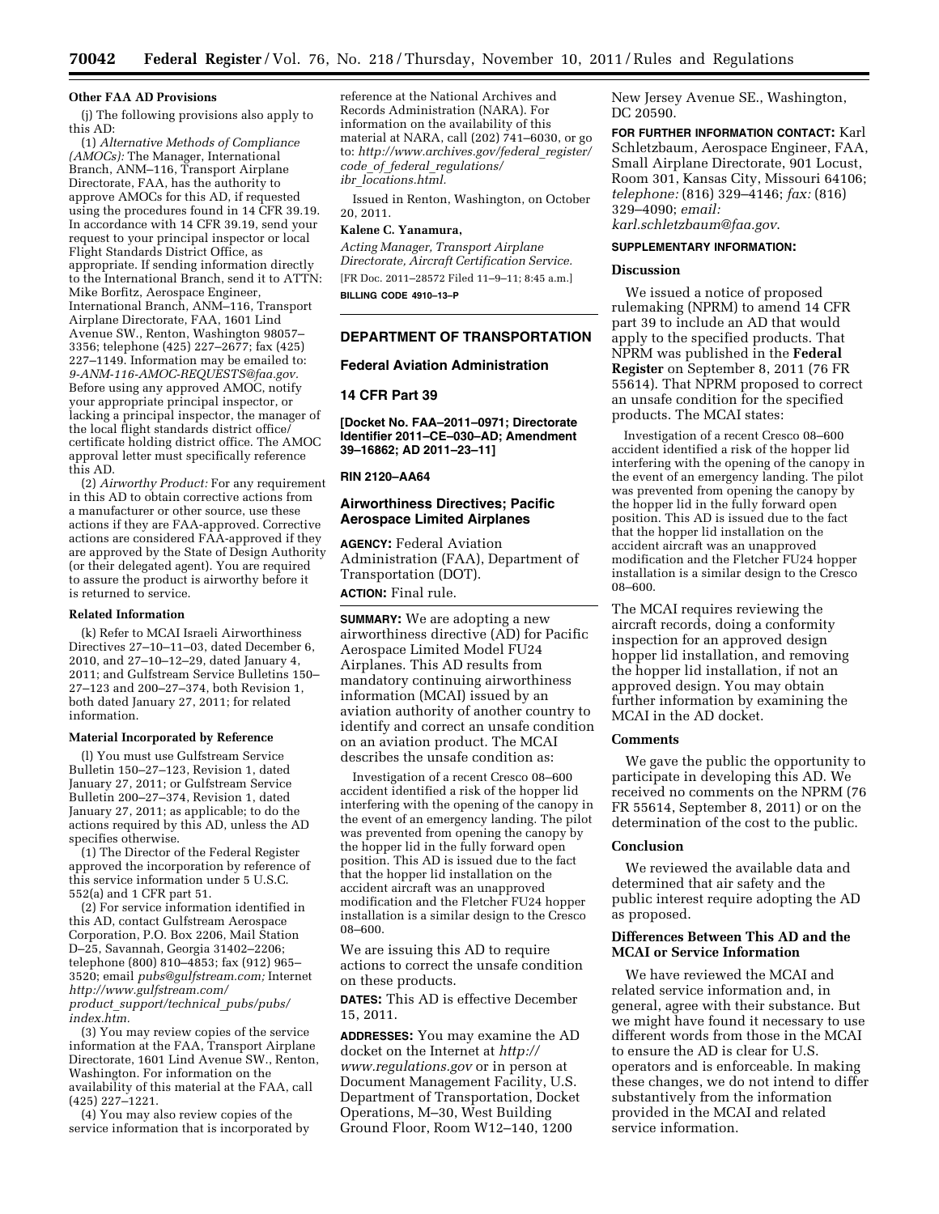**Other FAA AD Provisions**

(j) The following provisions also apply to this AD:

(1) *Alternative Methods of Compliance (AMOCs):* The Manager, International Branch, ANM–116, Transport Airplane Directorate, FAA, has the authority to approve AMOCs for this AD, if requested using the procedures found in 14 CFR 39.19. In accordance with 14 CFR 39.19, send your request to your principal inspector or local Flight Standards District Office, as appropriate. If sending information directly to the International Branch, send it to ATTN: Mike Borfitz, Aerospace Engineer, International Branch, ANM–116, Transport Airplane Directorate, FAA, 1601 Lind Avenue SW., Renton, Washington 98057–3356; telephone (425) 227–2677; fax (425) 227–1149. Information may be emailed to: *9-ANM-116-AMOC-REQUESTS@faa.gov.* Before using any approved AMOC, notify your appropriate principal inspector, or lacking a principal inspector, the manager of the local flight standards district office/certificate holding district office. The AMOC approval letter must specifically reference this AD.

(2) *Airworthy Product:* For any requirement in this AD to obtain corrective actions from a manufacturer or other source, use these actions if they are FAA-approved. Corrective actions are considered FAA-approved if they are approved by the State of Design Authority (or their delegated agent). You are required to assure the product is airworthy before it is returned to service.

**Related Information**

(k) Refer to MCAI Israeli Airworthiness Directives 27–10–11–03, dated December 6, 2010, and 27–10–12–29, dated January 4, 2011; and Gulfstream Service Bulletins 150–27–123 and 200–27–374, both Revision 1, both dated January 27, 2011; for related information.

**Material Incorporated by Reference**

(l) You must use Gulfstream Service Bulletin 150–27–123, Revision 1, dated January 27, 2011; or Gulfstream Service Bulletin 200–27–374, Revision 1, dated January 27, 2011; as applicable; to do the actions required by this AD, unless the AD specifies otherwise.

(1) The Director of the Federal Register approved the incorporation by reference of this service information under 5 U.S.C. 552(a) and 1 CFR part 51.

(2) For service information identified in this AD, contact Gulfstream Aerospace Corporation, P.O. Box 2206, Mail Station D–25, Savannah, Georgia 31402–2206; telephone (800) 810–4853; fax (912) 965–3520; email *pubs@gulfstream.com;* Internet *http://www.gulfstream.com/product_support/technical_pubs/pubs/index.htm.*

(3) You may review copies of the service information at the FAA, Transport Airplane Directorate, 1601 Lind Avenue SW., Renton, Washington. For information on the availability of this material at the FAA, call (425) 227–1221.

(4) You may also review copies of the service information that is incorporated by reference at the National Archives and Records Administration (NARA). For information on the availability of this material at NARA, call (202) 741–6030, or go to: *http://www.archives.gov/federal_register/code_of_federal_regulations/ibr_locations.html.*

Issued in Renton, Washington, on October 20, 2011.

**Kalene C. Yanamura,**

*Acting Manager, Transport Airplane Directorate, Aircraft Certification Service.*

[FR Doc. 2011–28572 Filed 11–9–11; 8:45 a.m.]

**BILLING CODE 4910–13–P**

---

## DEPARTMENT OF TRANSPORTATION

### Federal Aviation Administration

### 14 CFR Part 39

**[Docket No. FAA–2011–0971; Directorate Identifier 2011–CE–030–AD; Amendment 39–16862; AD 2011–23–11]**

**RIN 2120–AA64**

## Airworthiness Directives; Pacific Aerospace Limited Airplanes

**AGENCY:** Federal Aviation Administration (FAA), Department of Transportation (DOT).

**ACTION:** Final rule.

**SUMMARY:** We are adopting a new airworthiness directive (AD) for Pacific Aerospace Limited Model FU24 Airplanes. This AD results from mandatory continuing airworthiness information (MCAI) issued by an aviation authority of another country to identify and correct an unsafe condition on an aviation product. The MCAI describes the unsafe condition as:

> Investigation of a recent Cresco 08–600 accident identified a risk of the hopper lid interfering with the opening of the canopy in the event of an emergency landing. The pilot was prevented from opening the canopy by the hopper lid in the fully forward open position. This AD is issued due to the fact that the hopper lid installation on the accident aircraft was an unapproved modification and the Fletcher FU24 hopper installation is a similar design to the Cresco 08–600.

We are issuing this AD to require actions to correct the unsafe condition on these products.

**DATES:** This AD is effective December 15, 2011.

**ADDRESSES:** You may examine the AD docket on the Internet at *http://www.regulations.gov* or in person at Document Management Facility, U.S. Department of Transportation, Docket Operations, M–30, West Building Ground Floor, Room W12–140, 1200 New Jersey Avenue SE., Washington, DC 20590.

**FOR FURTHER INFORMATION CONTACT:** Karl Schletzbaum, Aerospace Engineer, FAA, Small Airplane Directorate, 901 Locust, Room 301, Kansas City, Missouri 64106; *telephone:* (816) 329–4146; *fax:* (816) 329–4090; *email: karl.schletzbaum@faa.gov.*

**SUPPLEMENTARY INFORMATION:**

**Discussion**

We issued a notice of proposed rulemaking (NPRM) to amend 14 CFR part 39 to include an AD that would apply to the specified products. That NPRM was published in the **Federal Register** on September 8, 2011 (76 FR 55614). That NPRM proposed to correct an unsafe condition for the specified products. The MCAI states:

> Investigation of a recent Cresco 08–600 accident identified a risk of the hopper lid interfering with the opening of the canopy in the event of an emergency landing. The pilot was prevented from opening the canopy by the hopper lid in the fully forward open position. This AD is issued due to the fact that the hopper lid installation on the accident aircraft was an unapproved modification and the Fletcher FU24 hopper installation is a similar design to the Cresco 08–600.

The MCAI requires reviewing the aircraft records, doing a conformity inspection for an approved design hopper lid installation, and removing the hopper lid installation, if not an approved design. You may obtain further information by examining the MCAI in the AD docket.

**Comments**

We gave the public the opportunity to participate in developing this AD. We received no comments on the NPRM (76 FR 55614, September 8, 2011) or on the determination of the cost to the public.

**Conclusion**

We reviewed the available data and determined that air safety and the public interest require adopting the AD as proposed.

**Differences Between This AD and the MCAI or Service Information**

We have reviewed the MCAI and related service information and, in general, agree with their substance. But we might have found it necessary to use different words from those in the MCAI to ensure the AD is clear for U.S. operators and is enforceable. In making these changes, we do not intend to differ substantively from the information provided in the MCAI and related service information.